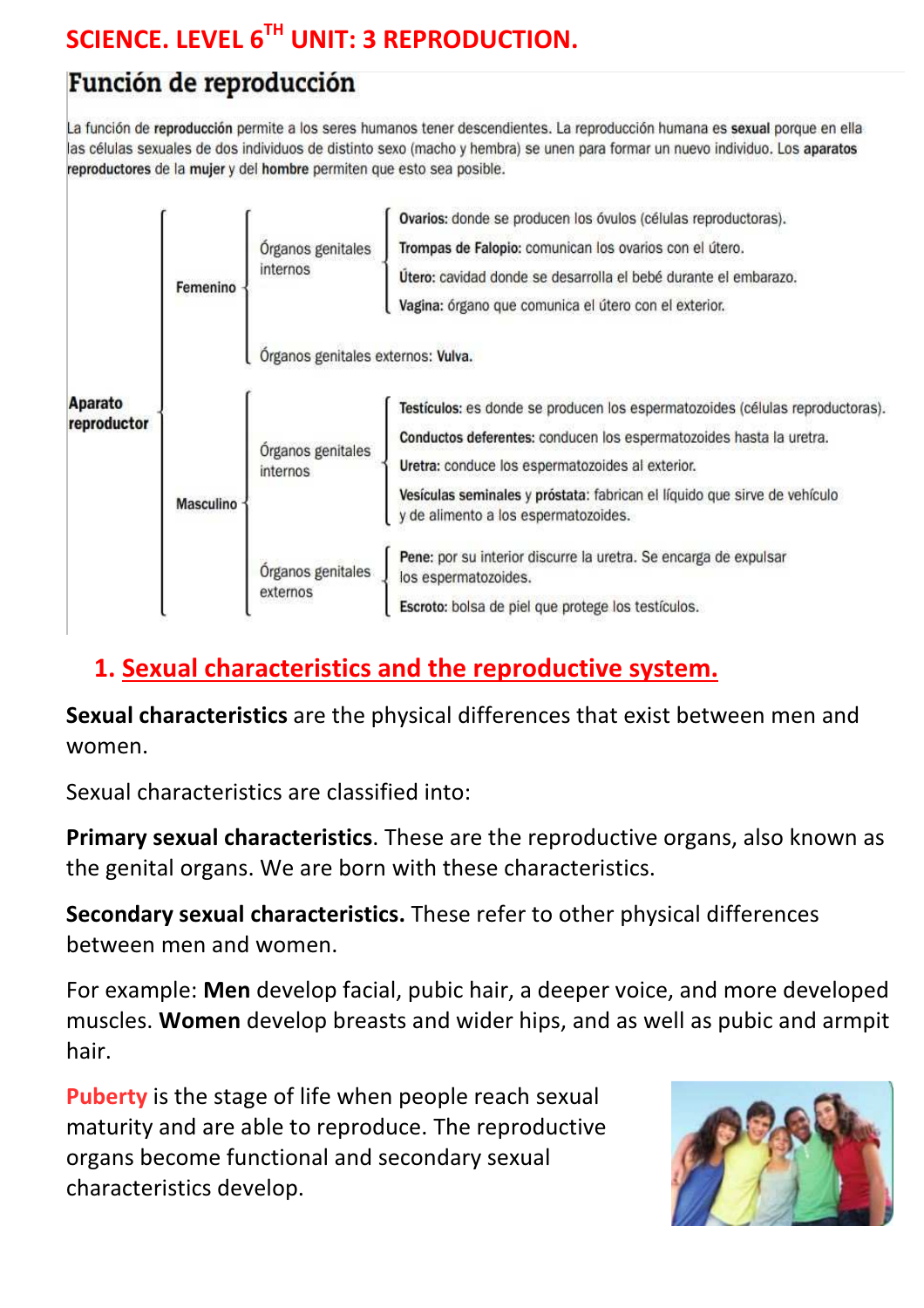# SCIENCE. LEVEL 6TH UNIT: 3 REPRODUCTION.

## Función de reproducción

La función de **reproducción** permite a los seres humanos tener descendientes. La reproducción humana es **sexual** porque en ella las células sexuales de dos individuos de distinto sexo (macho y hembra) se unen para formar un nuevo individuo. Los **aparatos reproductores** de la **mujer** y del **hombre** permiten que esto sea posible.

- **Aparato reproductor**
  - **Femenino**
    - Órganos genitales internos
      - **Ovarios:** donde se producen los óvulos (células reproductoras).
      - **Trompas de Falopio:** comunican los ovarios con el útero.
      - **Útero:** cavidad donde se desarrolla el bebé durante el embarazo.
      - **Vagina:** órgano que comunica el útero con el exterior.
    - Órganos genitales externos: **Vulva.**
  - **Masculino**
    - Órganos genitales internos
      - **Testículos:** es donde se producen los espermatozoides (células reproductoras).
      - **Conductos deferentes:** conducen los espermatozoides hasta la uretra.
      - **Uretra:** conduce los espermatozoides al exterior.
      - **Vesículas seminales** y **próstata:** fabrican el líquido que sirve de vehículo y de alimento a los espermatozoides.
    - Órganos genitales externos
      - **Pene:** por su interior discurre la uretra. Se encarga de expulsar los espermatozoides.
      - **Escroto:** bolsa de piel que protege los testículos.

## 1. Sexual characteristics and the reproductive system.

**Sexual characteristics** are the physical differences that exist between men and women.

Sexual characteristics are classified into:

**Primary sexual characteristics**. These are the reproductive organs, also known as the genital organs. We are born with these characteristics.

**Secondary sexual characteristics.** These refer to other physical differences between men and women.

For example: **Men** develop facial, pubic hair, a deeper voice, and more developed muscles. **Women** develop breasts and wider hips, and as well as pubic and armpit hair.

Puberty is the stage of life when people reach sexual maturity and are able to reproduce. The reproductive organs become functional and secondary sexual characteristics develop.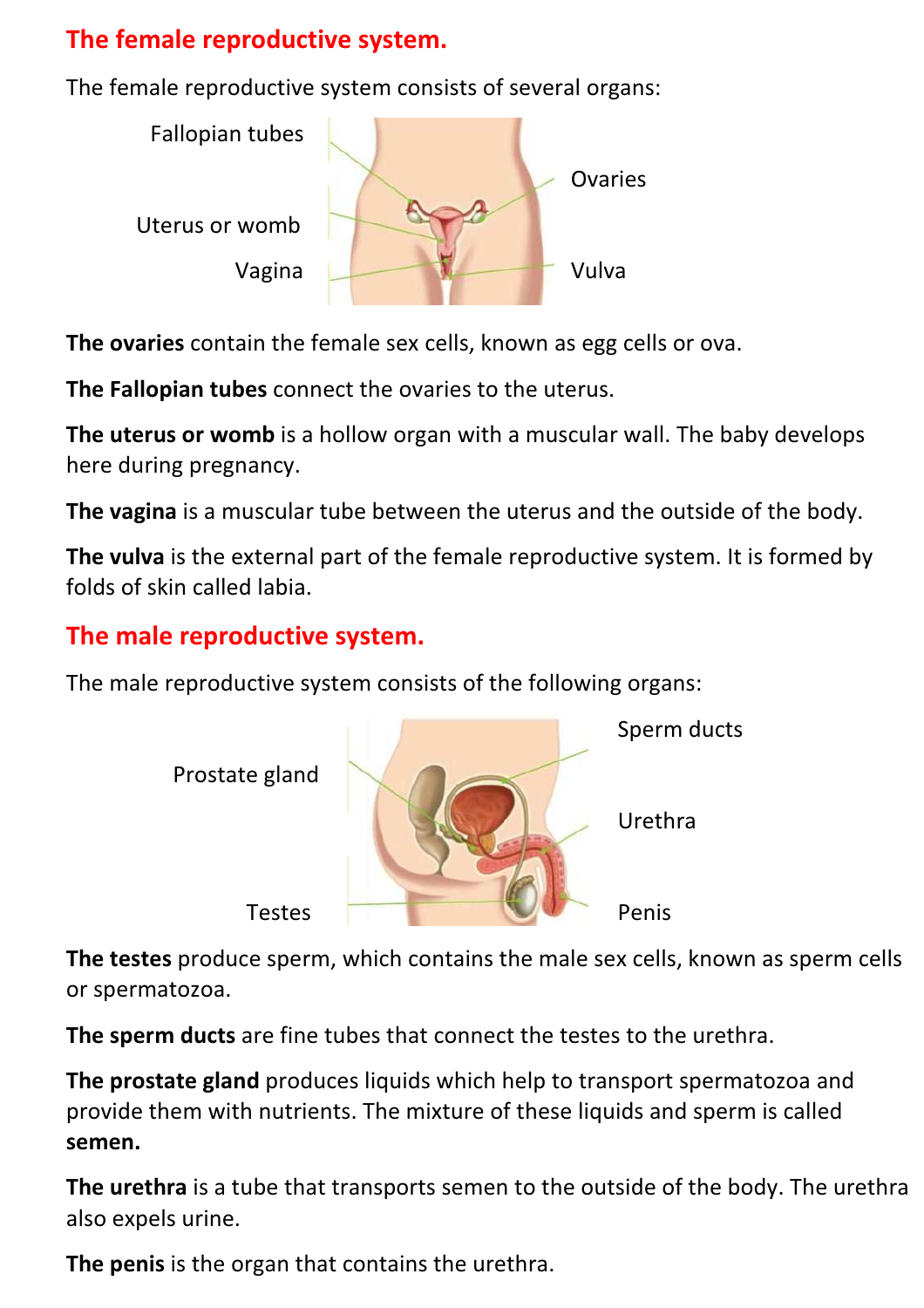## The female reproductive system.

The female reproductive system consists of several organs:

Fallopian tubes

Ovaries

Uterus or womb

Vagina

Vulva

**The ovaries** contain the female sex cells, known as egg cells or ova.

**The Fallopian tubes** connect the ovaries to the uterus.

**The uterus or womb** is a hollow organ with a muscular wall. The baby develops here during pregnancy.

**The vagina** is a muscular tube between the uterus and the outside of the body.

**The vulva** is the external part of the female reproductive system. It is formed by folds of skin called labia.

## The male reproductive system.

The male reproductive system consists of the following organs:

Sperm ducts

Prostate gland

Urethra

Testes

Penis

**The testes** produce sperm, which contains the male sex cells, known as sperm cells or spermatozoa.

**The sperm ducts** are fine tubes that connect the testes to the urethra.

**The prostate gland** produces liquids which help to transport spermatozoa and provide them with nutrients. The mixture of these liquids and sperm is called **semen.**

**The urethra** is a tube that transports semen to the outside of the body. The urethra also expels urine.

**The penis** is the organ that contains the urethra.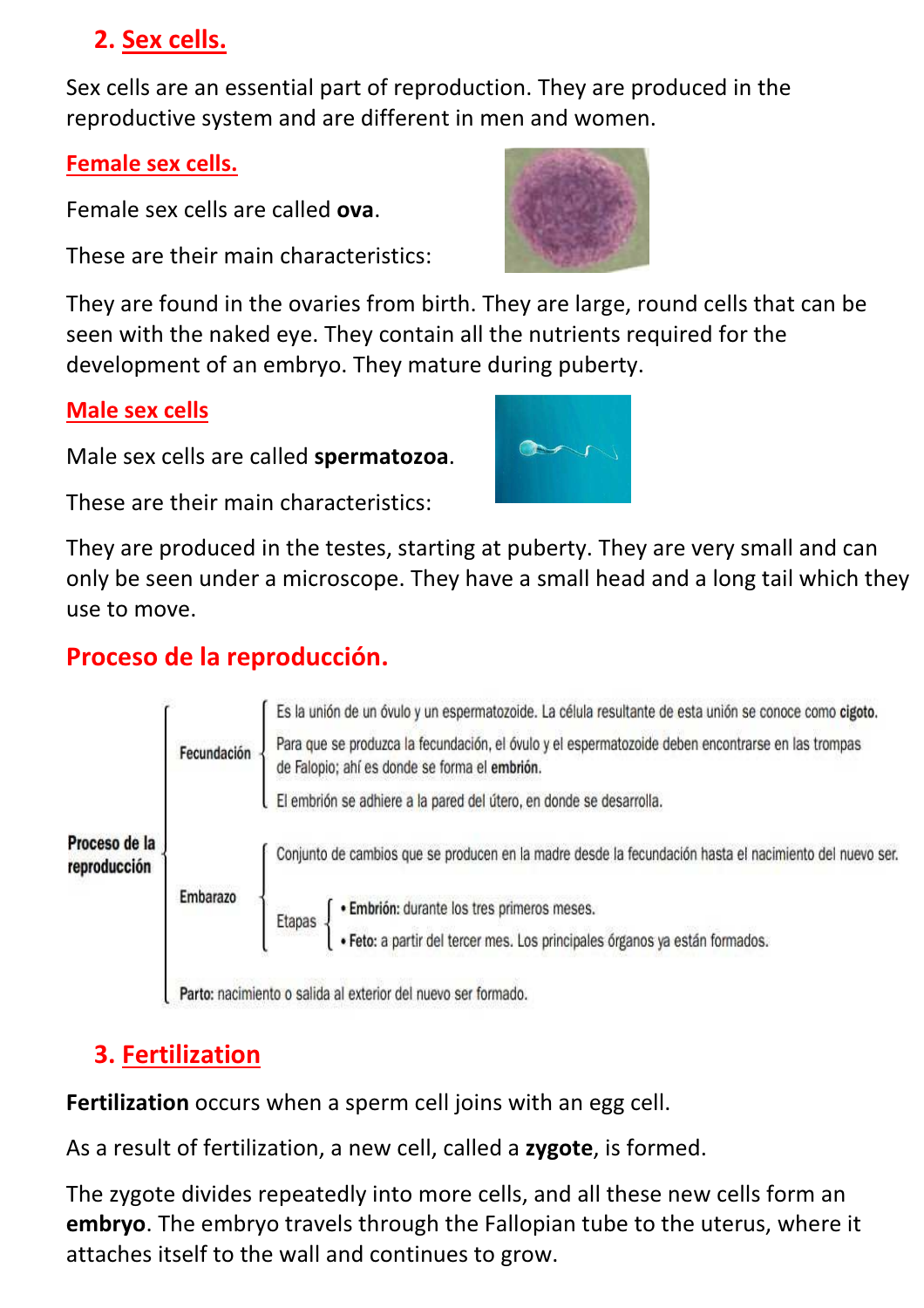## 2. Sex cells.

Sex cells are an essential part of reproduction. They are produced in the reproductive system and are different in men and women.

### Female sex cells.

Female sex cells are called **ova**.

These are their main characteristics:

They are found in the ovaries from birth. They are large, round cells that can be seen with the naked eye. They contain all the nutrients required for the development of an embryo. They mature during puberty.

### Male sex cells

Male sex cells are called **spermatozoa**.

These are their main characteristics:

They are produced in the testes, starting at puberty. They are very small and can only be seen under a microscope. They have a small head and a long tail which they use to move.

## Proceso de la reproducción.

**Proceso de la reproducción**

- **Fecundación**
  - Es la unión de un óvulo y un espermatozoide. La célula resultante de esta unión se conoce como **cigoto**.
  - Para que se produzca la fecundación, el óvulo y el espermatozoide deben encontrarse en las trompas de Falopio; ahí es donde se forma el **embrión**.
  - El embrión se adhiere a la pared del útero, en donde se desarrolla.
- **Embarazo**
  - Conjunto de cambios que se producen en la madre desde la fecundación hasta el nacimiento del nuevo ser.
  - Etapas
    - **Embrión:** durante los tres primeros meses.
    - **Feto:** a partir del tercer mes. Los principales órganos ya están formados.
- **Parto:** nacimiento o salida al exterior del nuevo ser formado.

## 3. Fertilization

**Fertilization** occurs when a sperm cell joins with an egg cell.

As a result of fertilization, a new cell, called a **zygote**, is formed.

The zygote divides repeatedly into more cells, and all these new cells form an **embryo**. The embryo travels through the Fallopian tube to the uterus, where it attaches itself to the wall and continues to grow.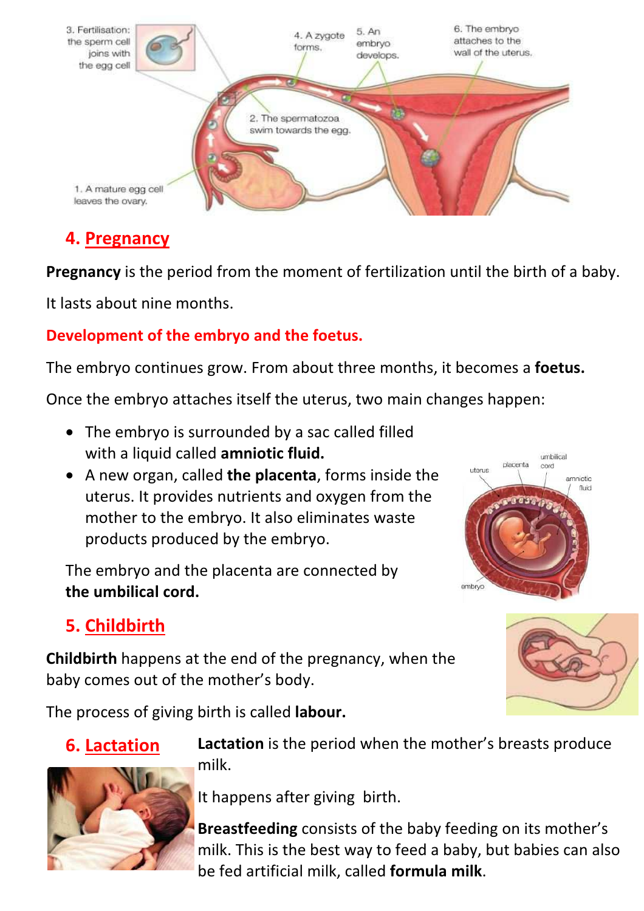3. Fertilisation: the sperm cell joins with the egg cell

4. A zygote forms.

5. An embryo develops.

6. The embryo attaches to the wall of the uterus.

2. The spermatozoa swim towards the egg.

1. A mature egg cell leaves the ovary.

## 4. Pregnancy

**Pregnancy** is the period from the moment of fertilization until the birth of a baby.

It lasts about nine months.

### Development of the embryo and the foetus.

The embryo continues grow. From about three months, it becomes a **foetus.**

Once the embryo attaches itself the uterus, two main changes happen:

- The embryo is surrounded by a sac called filled with a liquid called **amniotic fluid.**
- A new organ, called **the placenta**, forms inside the uterus. It provides nutrients and oxygen from the mother to the embryo. It also eliminates waste products produced by the embryo.

The embryo and the placenta are connected by **the umbilical cord.**

uterus

placenta

umbilical cord

amniotic fluid

embryo

## 5. Childbirth

**Childbirth** happens at the end of the pregnancy, when the baby comes out of the mother's body.

The process of giving birth is called **labour.**

## 6. Lactation

**Lactation** is the period when the mother's breasts produce milk.

It happens after giving birth.

**Breastfeeding** consists of the baby feeding on its mother's milk. This is the best way to feed a baby, but babies can also be fed artificial milk, called **formula milk**.